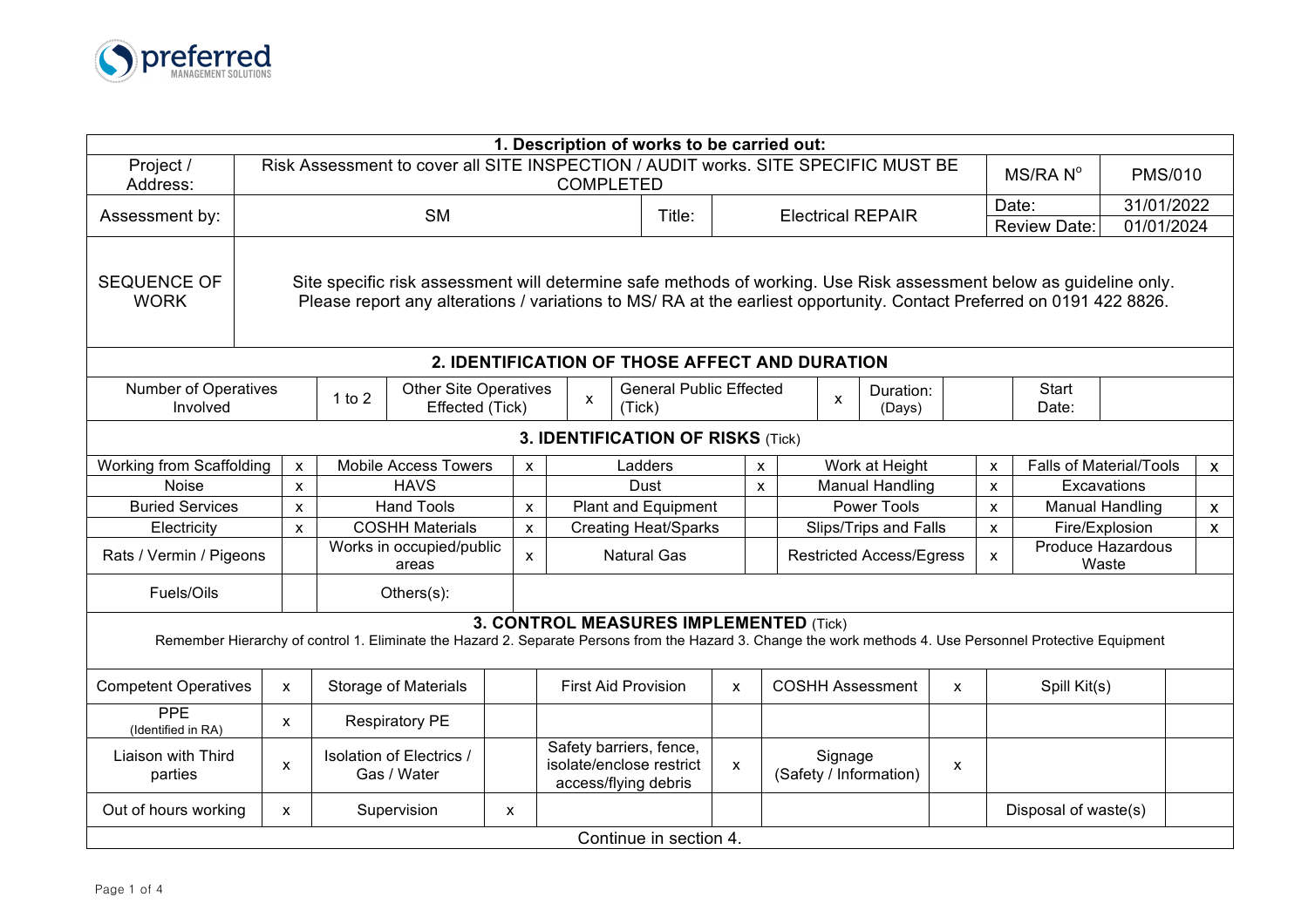preferred
MANAGEMENT SOLUTIONS

## 1. Description of works to be carried out:

| | | | | | |
|---|---|---|---|---|---|
| Project / Address: | Risk Assessment to cover all SITE INSPECTION / AUDIT works. SITE SPECIFIC MUST BE COMPLETED | | | MS/RA N° | PMS/010 |
| Assessment by: | SM | Title: | Electrical REPAIR | Date: | 31/01/2022 |
| | | | | Review Date: | 01/01/2024 |
| SEQUENCE OF WORK | Site specific risk assessment will determine safe methods of working. Use Risk assessment below as guideline only. Please report any alterations / variations to MS/ RA at the earliest opportunity. Contact Preferred on 0191 422 8826. | | | | |

## 2. IDENTIFICATION OF THOSE AFFECT AND DURATION

| Number of Operatives Involved | 1 to 2 | Other Site Operatives Effected (Tick) | x | General Public Effected (Tick) | x | Duration: (Days) | | Start Date: | |
|---|---|---|---|---|---|---|---|---|---|

## 3. IDENTIFICATION OF RISKS (Tick)

| | | | | | | | | | |
|---|---|---|---|---|---|---|---|---|---|
| Working from Scaffolding | x | Mobile Access Towers | x | Ladders | x | Work at Height | x | Falls of Material/Tools | x |
| Noise | x | HAVS | | Dust | x | Manual Handling | x | Excavations | |
| Buried Services | x | Hand Tools | x | Plant and Equipment | | Power Tools | x | Manual Handling | x |
| Electricity | x | COSHH Materials | x | Creating Heat/Sparks | | Slips/Trips and Falls | x | Fire/Explosion | x |
| Rats / Vermin / Pigeons | | Works in occupied/public areas | x | Natural Gas | | Restricted Access/Egress | x | Produce Hazardous Waste | |
| Fuels/Oils | | Others(s): | | | | | | | |

## 3. CONTROL MEASURES IMPLEMENTED (Tick)

Remember Hierarchy of control 1. Eliminate the Hazard 2. Separate Persons from the Hazard 3. Change the work methods 4. Use Personnel Protective Equipment

| | | | | | | | | | |
|---|---|---|---|---|---|---|---|---|---|
| Competent Operatives | x | Storage of Materials | | First Aid Provision | x | COSHH Assessment | x | Spill Kit(s) | |
| PPE (Identified in RA) | x | Respiratory PE | | | | | | | |
| Liaison with Third parties | x | Isolation of Electrics / Gas / Water | | Safety barriers, fence, isolate/enclose restrict access/flying debris | x | Signage (Safety / Information) | x | | |
| Out of hours working | x | Supervision | x | | | | | Disposal of waste(s) | |

Continue in section 4.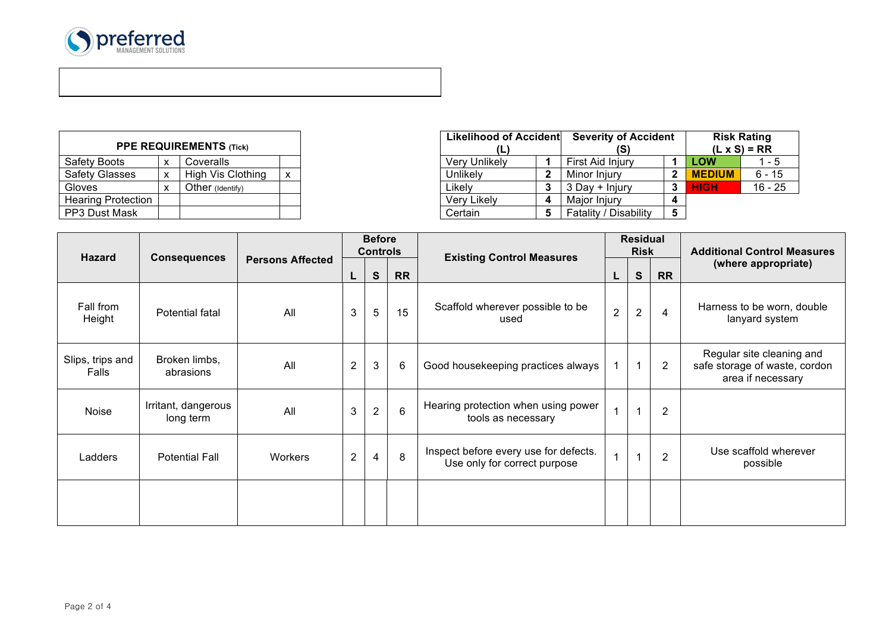| **PPE REQUIREMENTS** (Tick) | | | |
|---|---|---|---|
| Safety Boots | x | Coveralls | |
| Safety Glasses | x | High Vis Clothing | x |
| Gloves | x | Other (Identify) | |
| Hearing Protection | | | |
| PP3 Dust Mask | | | |

| **Likelihood of Accident (L)** | | **Severity of Accident (S)** | |
|---|---|---|---|
| Very Unlikely | **1** | First Aid Injury | **1** |
| Unlikely | **2** | Minor Injury | **2** |
| Likely | **3** | 3 Day + Injury | **3** |
| Very Likely | **4** | Major Injury | **4** |
| Certain | **5** | Fatality / Disability | **5** |

| **Risk Rating (L x S) = RR** | |
|---|---|
| **LOW** | 1 - 5 |
| **MEDIUM** | 6 - 15 |
| **HIGH** | 16 - 25 |

| **Hazard** | **Consequences** | **Persons Affected** | **Before Controls** | | | **Existing Control Measures** | **Residual Risk** | | | **Additional Control Measures (where appropriate)** |
|---|---|---|---|---|---|---|---|---|---|---|
| | | | **L** | **S** | **RR** | | **L** | **S** | **RR** | |
| Fall from Height | Potential fatal | All | 3 | 5 | 15 | Scaffold wherever possible to be used | 2 | 2 | 4 | Harness to be worn, double lanyard system |
| Slips, trips and Falls | Broken limbs, abrasions | All | 2 | 3 | 6 | Good housekeeping practices always | 1 | 1 | 2 | Regular site cleaning and safe storage of waste, cordon area if necessary |
| Noise | Irritant, dangerous long term | All | 3 | 2 | 6 | Hearing protection when using power tools as necessary | 1 | 1 | 2 | |
| Ladders | Potential Fall | Workers | 2 | 4 | 8 | Inspect before every use for defects. Use only for correct purpose | 1 | 1 | 2 | Use scaffold wherever possible |
| | | | | | | | | | | |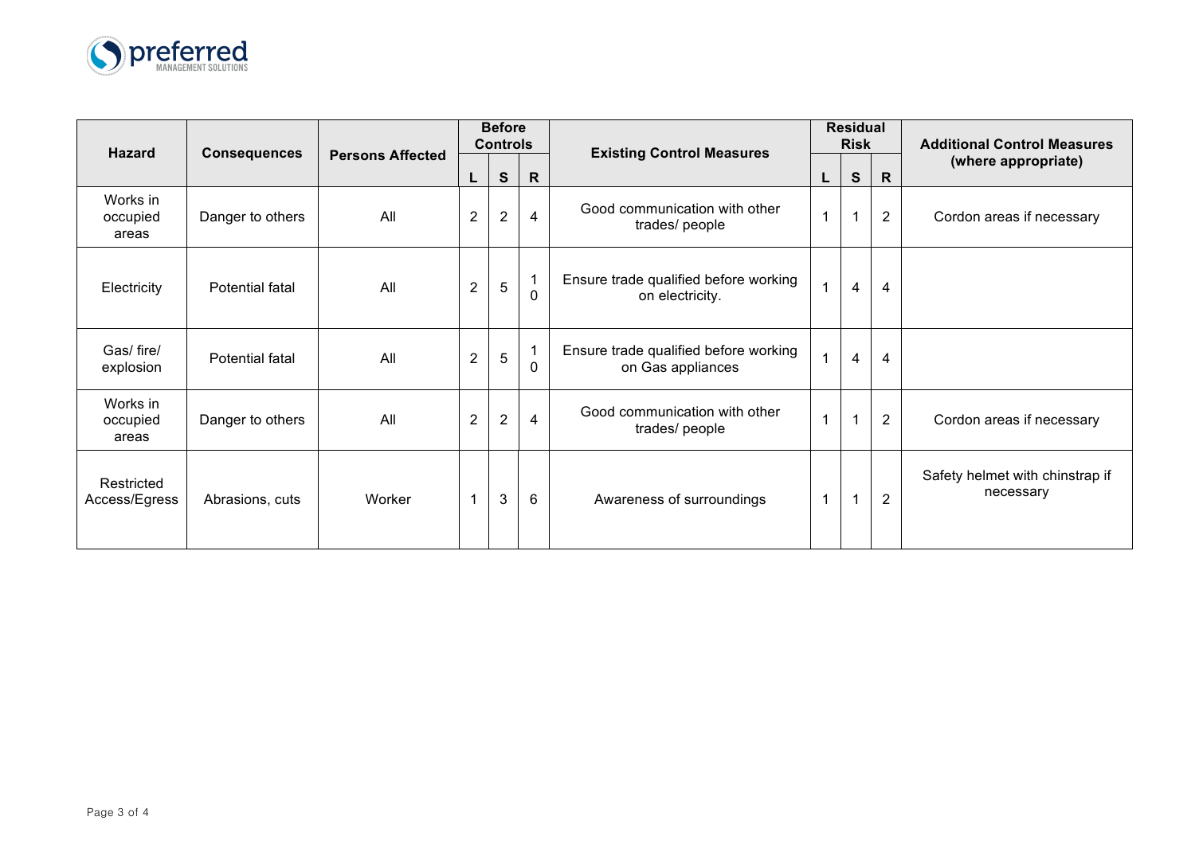| Hazard | Consequences | Persons Affected | Before Controls | | | Existing Control Measures | Residual Risk | | | Additional Control Measures (where appropriate) |
|---|---|---|---|---|---|---|---|---|---|---|
| | | | L | S | R | | L | S | R | |
| Works in occupied areas | Danger to others | All | 2 | 2 | 4 | Good communication with other trades/ people | 1 | 1 | 2 | Cordon areas if necessary |
| Electricity | Potential fatal | All | 2 | 5 | 10 | Ensure trade qualified before working on electricity. | 1 | 4 | 4 | |
| Gas/ fire/ explosion | Potential fatal | All | 2 | 5 | 10 | Ensure trade qualified before working on Gas appliances | 1 | 4 | 4 | |
| Works in occupied areas | Danger to others | All | 2 | 2 | 4 | Good communication with other trades/ people | 1 | 1 | 2 | Cordon areas if necessary |
| Restricted Access/Egress | Abrasions, cuts | Worker | 1 | 3 | 6 | Awareness of surroundings | 1 | 1 | 2 | Safety helmet with chinstrap if necessary |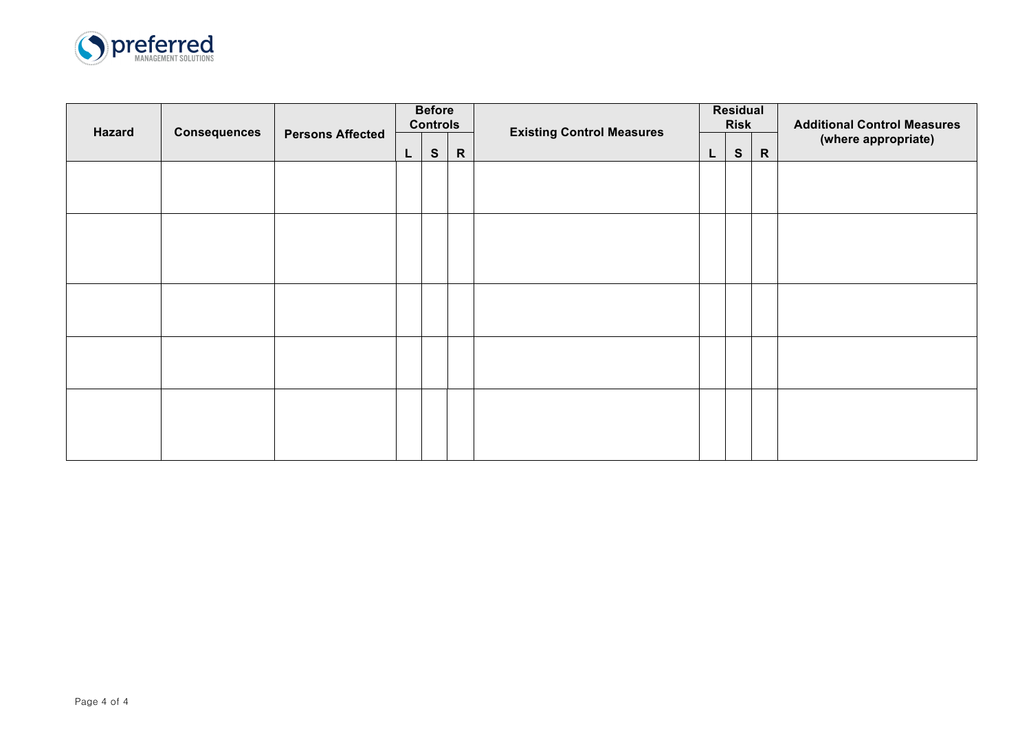| Hazard | Consequences | Persons Affected | Before Controls | | | Existing Control Measures | Residual Risk | | | Additional Control Measures (where appropriate) |
|---|---|---|---|---|---|---|---|---|---|---|
| | | | L | S | R | | L | S | R | |
| | | | | | | | | | | |
| | | | | | | | | | | |
| | | | | | | | | | | |
| | | | | | | | | | | |
| | | | | | | | | | | |